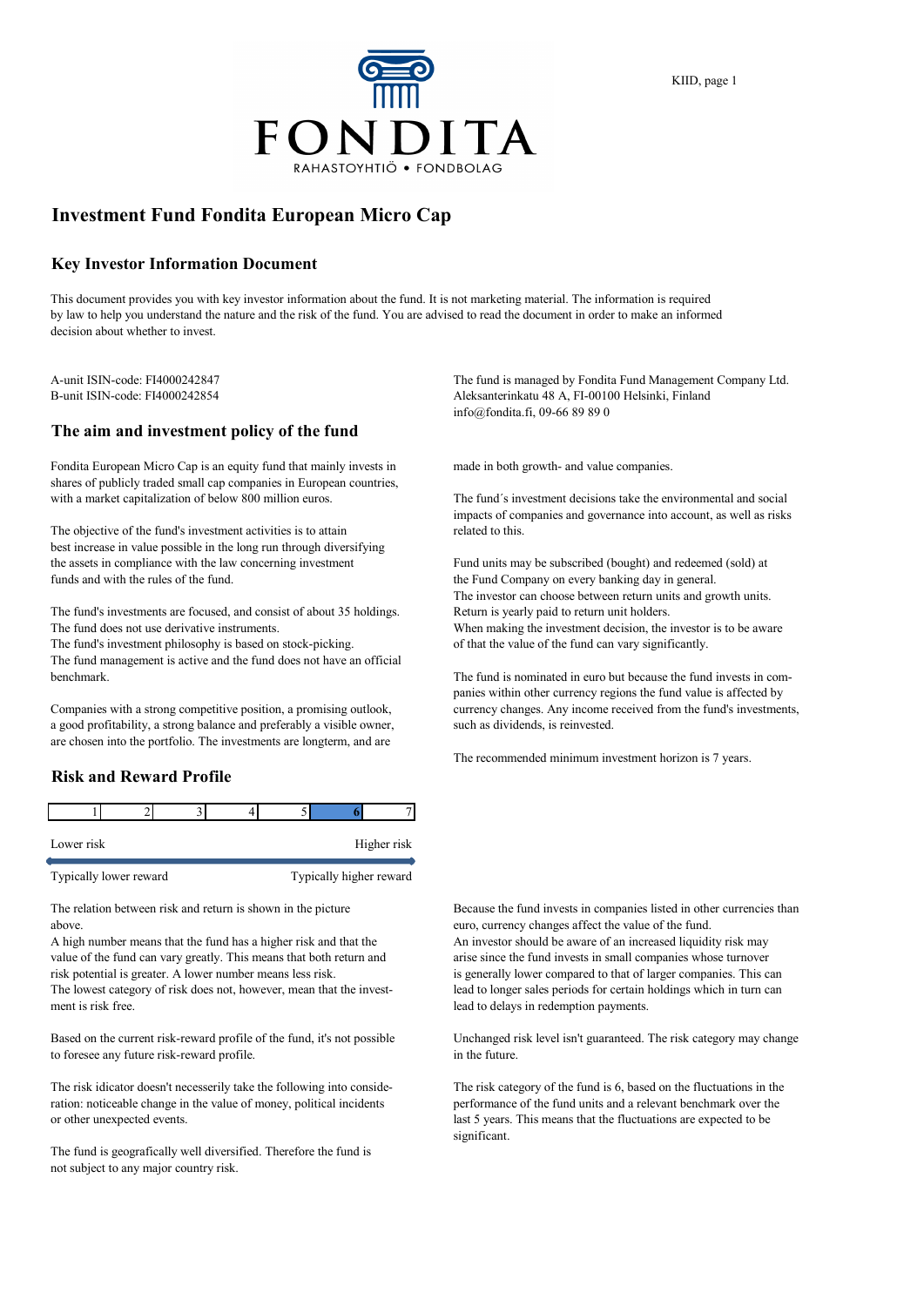FONDITA

RAHASTOYHTIÖ • FONDBOLAG

# Investment Fund Fondita European Micro Cap

## Key Investor Information Document

This document provides you with key investor information about the fund. It is not marketing material. The information is required by law to help you understand the nature and the risk of the fund. You are advised to read the document in order to make an informed decision about whether to invest.

A-unit ISIN-code: FI4000242847
B-unit ISIN-code: FI4000242854

The fund is managed by Fondita Fund Management Company Ltd.
Aleksanterinkatu 48 A, FI-00100 Helsinki, Finland
info@fondita.fi, 09-66 89 89 0

## The aim and investment policy of the fund

Fondita European Micro Cap is an equity fund that mainly invests in shares of publicly traded small cap companies in European countries, with a market capitalization of below 800 million euros.

The objective of the fund's investment activities is to attain best increase in value possible in the long run through diversifying the assets in compliance with the law concerning investment funds and with the rules of the fund.

The fund's investments are focused, and consist of about 35 holdings.
The fund does not use derivative instruments.
The fund's investment philosophy is based on stock-picking.
The fund management is active and the fund does not have an official benchmark.

Companies with a strong competitive position, a promising outlook, a good profitability, a strong balance and preferably a visible owner, are chosen into the portfolio. The investments are longterm, and are made in both growth- and value companies.

The fund´s investment decisions take the environmental and social impacts of companies and governance into account, as well as risks related to this.

Fund units may be subscribed (bought) and redeemed (sold) at the Fund Company on every banking day in general.
The investor can choose between return units and growth units.
Return is yearly paid to return unit holders.
When making the investment decision, the investor is to be aware of that the value of the fund can vary significantly.

The fund is nominated in euro but because the fund invests in companies within other currency regions the fund value is affected by currency changes. Any income received from the fund's investments, such as dividends, is reinvested.

The recommended minimum investment horizon is 7 years.

## Risk and Reward Profile

| 1 | 2 | 3 | 4 | 5 | **6** | 7 |
|---|---|---|---|---|---|---|

Lower risk — Higher risk

Typically lower reward — Typically higher reward

The relation between risk and return is shown in the picture above.
A high number means that the fund has a higher risk and that the value of the fund can vary greatly. This means that both return and risk potential is greater. A lower number means less risk.
The lowest category of risk does not, however, mean that the investment is risk free.

Based on the current risk-reward profile of the fund, it's not possible to foresee any future risk-reward profile.

The risk idicator doesn't necesserily take the following into consideration: noticeable change in the value of money, political incidents or other unexpected events.

The fund is geografically well diversified. Therefore the fund is not subject to any major country risk.

Because the fund invests in companies listed in other currencies than euro, currency changes affect the value of the fund.
An investor should be aware of an increased liquidity risk may arise since the fund invests in small companies whose turnover is generally lower compared to that of larger companies. This can lead to longer sales periods for certain holdings which in turn can lead to delays in redemption payments.

Unchanged risk level isn't guaranteed. The risk category may change in the future.

The risk category of the fund is 6, based on the fluctuations in the performance of the fund units and a relevant benchmark over the last 5 years. This means that the fluctuations are expected to be significant.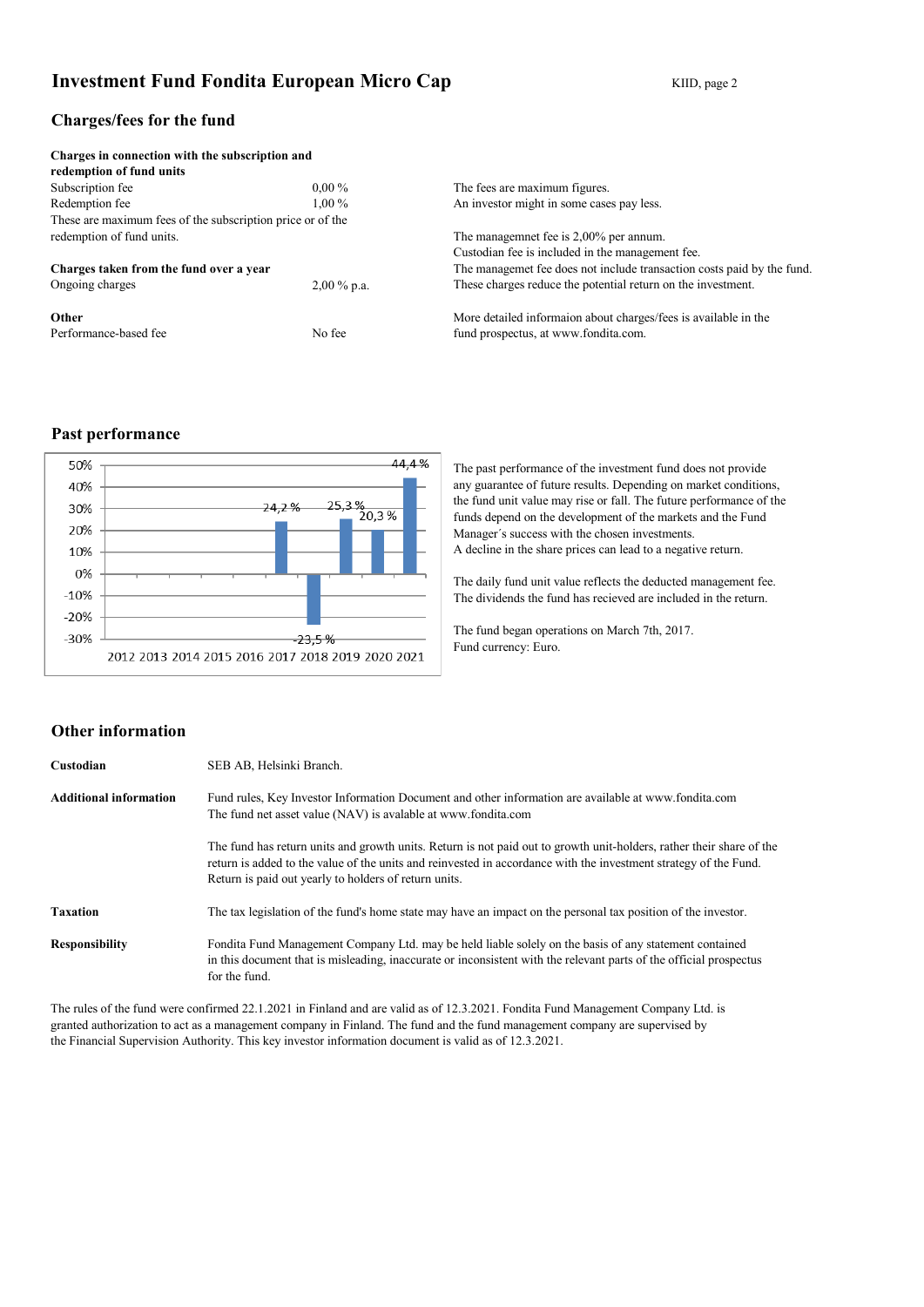# Investment Fund Fondita European Micro Cap

## Charges/fees for the fund

**Charges in connection with the subscription and redemption of fund units**

| | |
|---|---|
| Subscription fee | 0,00 % |
| Redemption fee | 1,00 % |

These are maximum fees of the subscription price or of the redemption of fund units.

**Charges taken from the fund over a year**

| | |
|---|---|
| Ongoing charges | 2,00 % p.a. |

**Other**

| | |
|---|---|
| Performance-based fee | No fee |

The fees are maximum figures.
An investor might in some cases pay less.

The managemnet fee is 2,00% per annum.
Custodian fee is included in the management fee.
The managemet fee does not include transaction costs paid by the fund.
These charges reduce the potential return on the investment.

More detailed informaion about charges/fees is available in the fund prospectus, at www.fondita.com.

## Past performance

50%
40%
30%
20%
10%
0%
-10%
-20%
-30%

24,2 %
-23,5 %
25,3 %
20,3 %
44,4 %

2012 2013 2014 2015 2016 2017 2018 2019 2020 2021

The past performance of the investment fund does not provide any guarantee of future results. Depending on market conditions, the fund unit value may rise or fall. The future performance of the funds depend on the development of the markets and the Fund Manager´s success with the chosen investments.
A decline in the share prices can lead to a negative return.

The daily fund unit value reflects the deducted management fee.
The dividends the fund has recieved are included in the return.

The fund began operations on March 7th, 2017.
Fund currency: Euro.

## Other information

**Custodian** SEB AB, Helsinki Branch.

**Additional information** Fund rules, Key Investor Information Document and other information are available at www.fondita.com
The fund net asset value (NAV) is avalable at www.fondita.com

The fund has return units and growth units. Return is not paid out to growth unit-holders, rather their share of the return is added to the value of the units and reinvested in accordance with the investment strategy of the Fund. Return is paid out yearly to holders of return units.

**Taxation** The tax legislation of the fund's home state may have an impact on the personal tax position of the investor.

**Responsibility** Fondita Fund Management Company Ltd. may be held liable solely on the basis of any statement contained in this document that is misleading, inaccurate or inconsistent with the relevant parts of the official prospectus for the fund.

The rules of the fund were confirmed 22.1.2021 in Finland and are valid as of 12.3.2021. Fondita Fund Management Company Ltd. is granted authorization to act as a management company in Finland. The fund and the fund management company are supervised by the Financial Supervision Authority. This key investor information document is valid as of 12.3.2021.